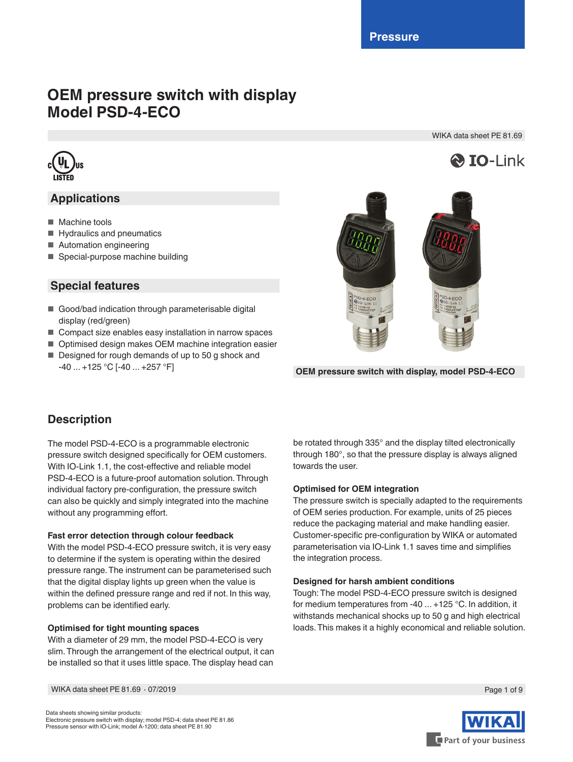# OEM pressure switch with display
# Model PSD-4-ECO

WIKA data sheet PE 81.69

## Applications

- Machine tools
- Hydraulics and pneumatics
- Automation engineering
- Special-purpose machine building

## Special features

- Good/bad indication through parameterisable digital display (red/green)
- Compact size enables easy installation in narrow spaces
- Optimised design makes OEM machine integration easier
- Designed for rough demands of up to 50 g shock and -40 ... +125 °C [-40 ... +257 °F]

OEM pressure switch with display, model PSD-4-ECO

## Description

The model PSD-4-ECO is a programmable electronic pressure switch designed specifically for OEM customers. With IO-Link 1.1, the cost-effective and reliable model PSD-4-ECO is a future-proof automation solution. Through individual factory pre-configuration, the pressure switch can also be quickly and simply integrated into the machine without any programming effort.

**Fast error detection through colour feedback**
With the model PSD-4-ECO pressure switch, it is very easy to determine if the system is operating within the desired pressure range. The instrument can be parameterised such that the digital display lights up green when the value is within the defined pressure range and red if not. In this way, problems can be identified early.

**Optimised for tight mounting spaces**
With a diameter of 29 mm, the model PSD-4-ECO is very slim. Through the arrangement of the electrical output, it can be installed so that it uses little space. The display head can be rotated through 335° and the display tilted electronically through 180°, so that the pressure display is always aligned towards the user.

**Optimised for OEM integration**
The pressure switch is specially adapted to the requirements of OEM series production. For example, units of 25 pieces reduce the packaging material and make handling easier. Customer-specific pre-configuration by WIKA or automated parameterisation via IO-Link 1.1 saves time and simplifies the integration process.

**Designed for harsh ambient conditions**
Tough: The model PSD-4-ECO pressure switch is designed for medium temperatures from -40 ... +125 °C. In addition, it withstands mechanical shocks up to 50 g and high electrical loads. This makes it a highly economical and reliable solution.

Data sheets showing similar products:
Electronic pressure switch with display; model PSD-4; data sheet PE 81.86
Pressure sensor with IO-Link; model A-1200; data sheet PE 81.90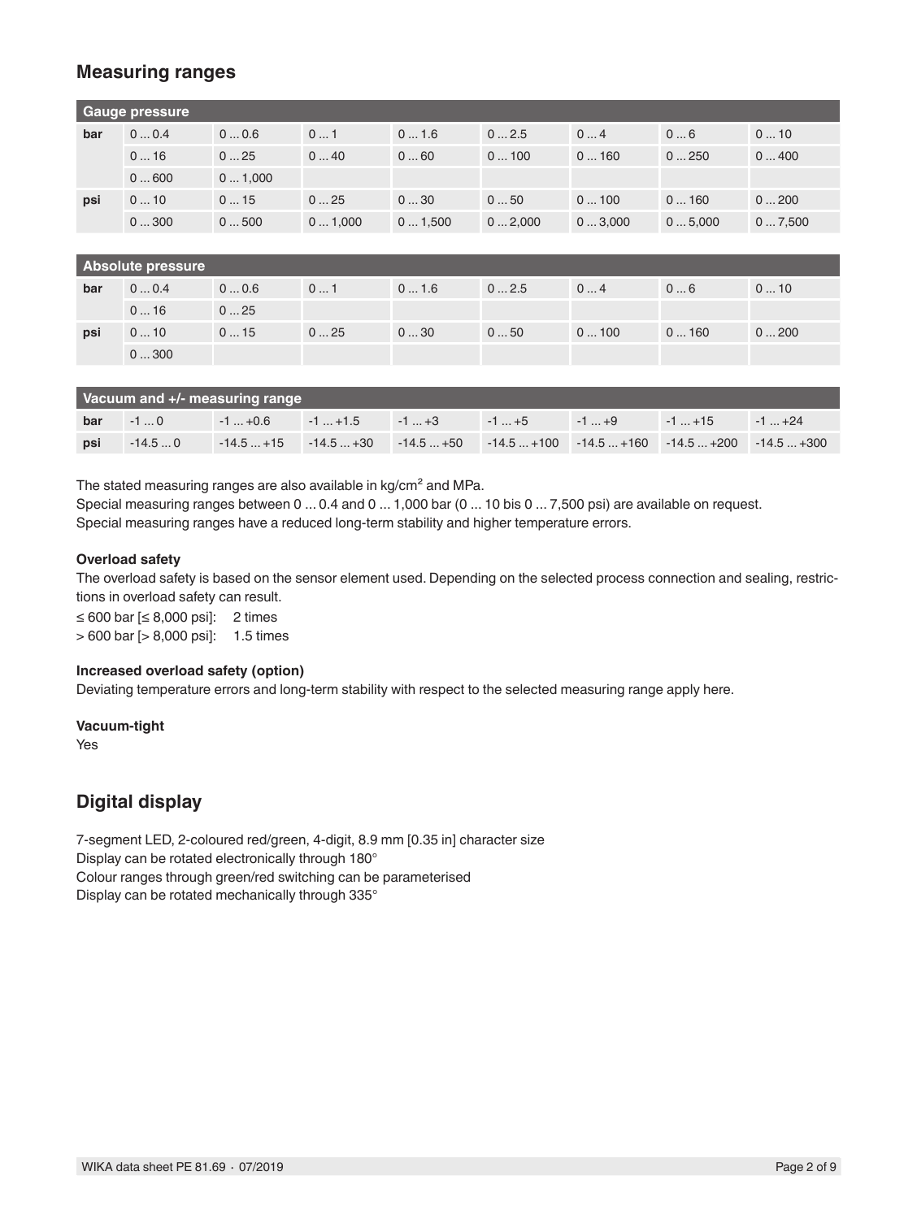## Measuring ranges

| Gauge pressure | | | | | | | | |
|---|---|---|---|---|---|---|---|---|
| **bar** | 0 ... 0.4 | 0 ... 0.6 | 0 ... 1 | 0 ... 1.6 | 0 ... 2.5 | 0 ... 4 | 0 ... 6 | 0 ... 10 |
| | 0 ... 16 | 0 ... 25 | 0 ... 40 | 0 ... 60 | 0 ... 100 | 0 ... 160 | 0 ... 250 | 0 ... 400 |
| | 0 ... 600 | 0 ... 1,000 | | | | | | |
| **psi** | 0 ... 10 | 0 ... 15 | 0 ... 25 | 0 ... 30 | 0 ... 50 | 0 ... 100 | 0 ... 160 | 0 ... 200 |
| | 0 ... 300 | 0 ... 500 | 0 ... 1,000 | 0 ... 1,500 | 0 ... 2,000 | 0 ... 3,000 | 0 ... 5,000 | 0 ... 7,500 |

| Absolute pressure | | | | | | | | |
|---|---|---|---|---|---|---|---|---|
| **bar** | 0 ... 0.4 | 0 ... 0.6 | 0 ... 1 | 0 ... 1.6 | 0 ... 2.5 | 0 ... 4 | 0 ... 6 | 0 ... 10 |
| | 0 ... 16 | 0 ... 25 | | | | | | |
| **psi** | 0 ... 10 | 0 ... 15 | 0 ... 25 | 0 ... 30 | 0 ... 50 | 0 ... 100 | 0 ... 160 | 0 ... 200 |
| | 0 ... 300 | | | | | | | |

| Vacuum and +/- measuring range | | | | | | | | |
|---|---|---|---|---|---|---|---|---|
| **bar** | -1 ... 0 | -1 ... +0.6 | -1 ... +1.5 | -1 ... +3 | -1 ... +5 | -1 ... +9 | -1 ... +15 | -1 ... +24 |
| **psi** | -14.5 ... 0 | -14.5 ... +15 | -14.5 ... +30 | -14.5 ... +50 | -14.5 ... +100 | -14.5 ... +160 | -14.5 ... +200 | -14.5 ... +300 |

The stated measuring ranges are also available in kg/cm² and MPa.
Special measuring ranges between 0 ... 0.4 and 0 ... 1,000 bar (0 ... 10 bis 0 ... 7,500 psi) are available on request.
Special measuring ranges have a reduced long-term stability and higher temperature errors.

**Overload safety**

The overload safety is based on the sensor element used. Depending on the selected process connection and sealing, restrictions in overload safety can result.

≤ 600 bar [≤ 8,000 psi]: 2 times
> 600 bar [> 8,000 psi]: 1.5 times

**Increased overload safety (option)**

Deviating temperature errors and long-term stability with respect to the selected measuring range apply here.

**Vacuum-tight**

Yes

## Digital display

7-segment LED, 2-coloured red/green, 4-digit, 8.9 mm [0.35 in] character size
Display can be rotated electronically through 180°
Colour ranges through green/red switching can be parameterised
Display can be rotated mechanically through 335°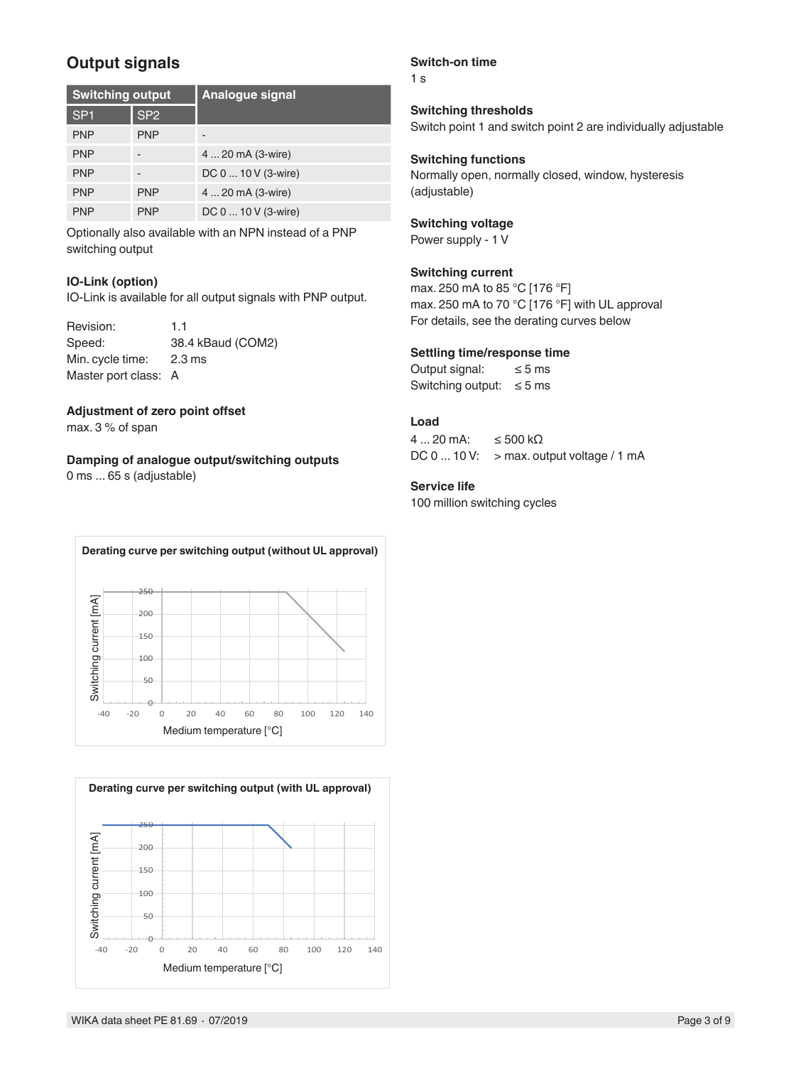## Output signals

| Switching output | | Analogue signal |
|---|---|---|
| SP1 | SP2 | |
| PNP | PNP | - |
| PNP | - | 4 ... 20 mA (3-wire) |
| PNP | - | DC 0 ... 10 V (3-wire) |
| PNP | PNP | 4 ... 20 mA (3-wire) |
| PNP | PNP | DC 0 ... 10 V (3-wire) |

Optionally also available with an NPN instead of a PNP switching output

### IO-Link (option)

IO-Link is available for all output signals with PNP output.

Revision: 1.1
Speed: 38.4 kBaud (COM2)
Min. cycle time: 2.3 ms
Master port class: A

### Adjustment of zero point offset

max. 3 % of span

### Damping of analogue output/switching outputs

0 ms ... 65 s (adjustable)

**Derating curve per switching output (without UL approval)**

**Derating curve per switching output (with UL approval)**

### Switch-on time

1 s

### Switching thresholds

Switch point 1 and switch point 2 are individually adjustable

### Switching functions

Normally open, normally closed, window, hysteresis (adjustable)

### Switching voltage

Power supply - 1 V

### Switching current

max. 250 mA to 85 °C [176 °F]
max. 250 mA to 70 °C [176 °F] with UL approval
For details, see the derating curves below

### Settling time/response time

Output signal: ≤ 5 ms
Switching output: ≤ 5 ms

### Load

4 ... 20 mA: ≤ 500 kΩ
DC 0 ... 10 V: > max. output voltage / 1 mA

### Service life

100 million switching cycles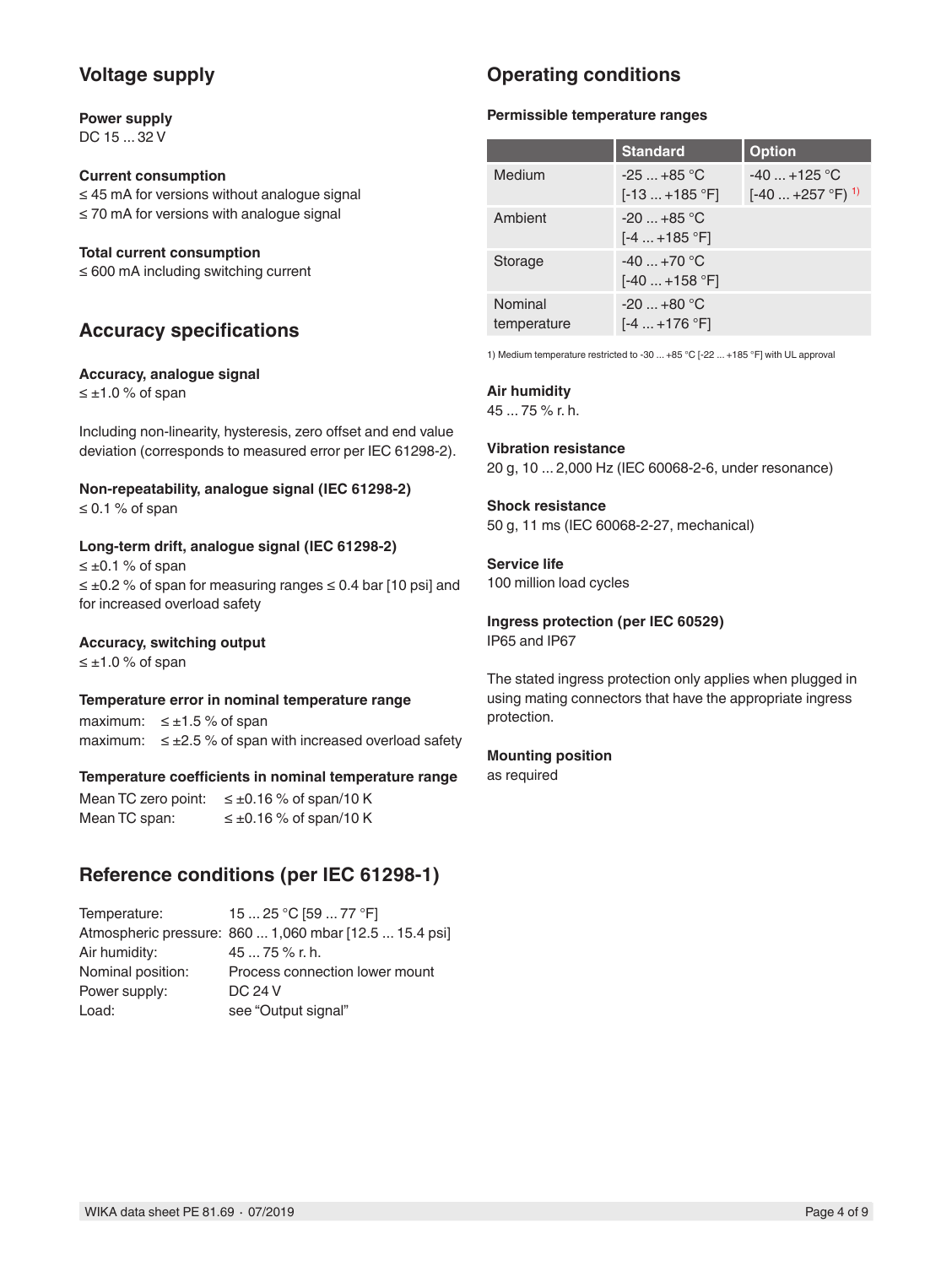## Voltage supply

**Power supply**
DC 15 ... 32 V

**Current consumption**
≤ 45 mA for versions without analogue signal
≤ 70 mA for versions with analogue signal

**Total current consumption**
≤ 600 mA including switching current

## Accuracy specifications

**Accuracy, analogue signal**
≤ ±1.0 % of span

Including non-linearity, hysteresis, zero offset and end value deviation (corresponds to measured error per IEC 61298-2).

**Non-repeatability, analogue signal (IEC 61298-2)**
≤ 0.1 % of span

**Long-term drift, analogue signal (IEC 61298-2)**
≤ ±0.1 % of span
≤ ±0.2 % of span for measuring ranges ≤ 0.4 bar [10 psi] and for increased overload safety

**Accuracy, switching output**
≤ ±1.0 % of span

**Temperature error in nominal temperature range**

maximum: ≤ ±1.5 % of span
maximum: ≤ ±2.5 % of span with increased overload safety

**Temperature coefficients in nominal temperature range**

Mean TC zero point: ≤ ±0.16 % of span/10 K
Mean TC span: ≤ ±0.16 % of span/10 K

## Reference conditions (per IEC 61298-1)

| | |
|---|---|
| Temperature: | 15 ... 25 °C [59 ... 77 °F] |
| Atmospheric pressure: | 860 ... 1,060 mbar [12.5 ... 15.4 psi] |
| Air humidity: | 45 ... 75 % r. h. |
| Nominal position: | Process connection lower mount |
| Power supply: | DC 24 V |
| Load: | see "Output signal" |

## Operating conditions

**Permissible temperature ranges**

| | Standard | Option |
|---|---|---|
| Medium | -25 ... +85 °C [-13 ... +185 °F] | -40 ... +125 °C [-40 ... +257 °F] [1] |
| Ambient | -20 ... +85 °C [-4 ... +185 °F] | |
| Storage | -40 ... +70 °C [-40 ... +158 °F] | |
| Nominal temperature | -20 ... +80 °C [-4 ... +176 °F] | |

1) Medium temperature restricted to -30 ... +85 °C [-22 ... +185 °F] with UL approval

**Air humidity**
45 ... 75 % r. h.

**Vibration resistance**
20 g, 10 ... 2,000 Hz (IEC 60068-2-6, under resonance)

**Shock resistance**
50 g, 11 ms (IEC 60068-2-27, mechanical)

**Service life**
100 million load cycles

**Ingress protection (per IEC 60529)**
IP65 and IP67

The stated ingress protection only applies when plugged in using mating connectors that have the appropriate ingress protection.

**Mounting position**
as required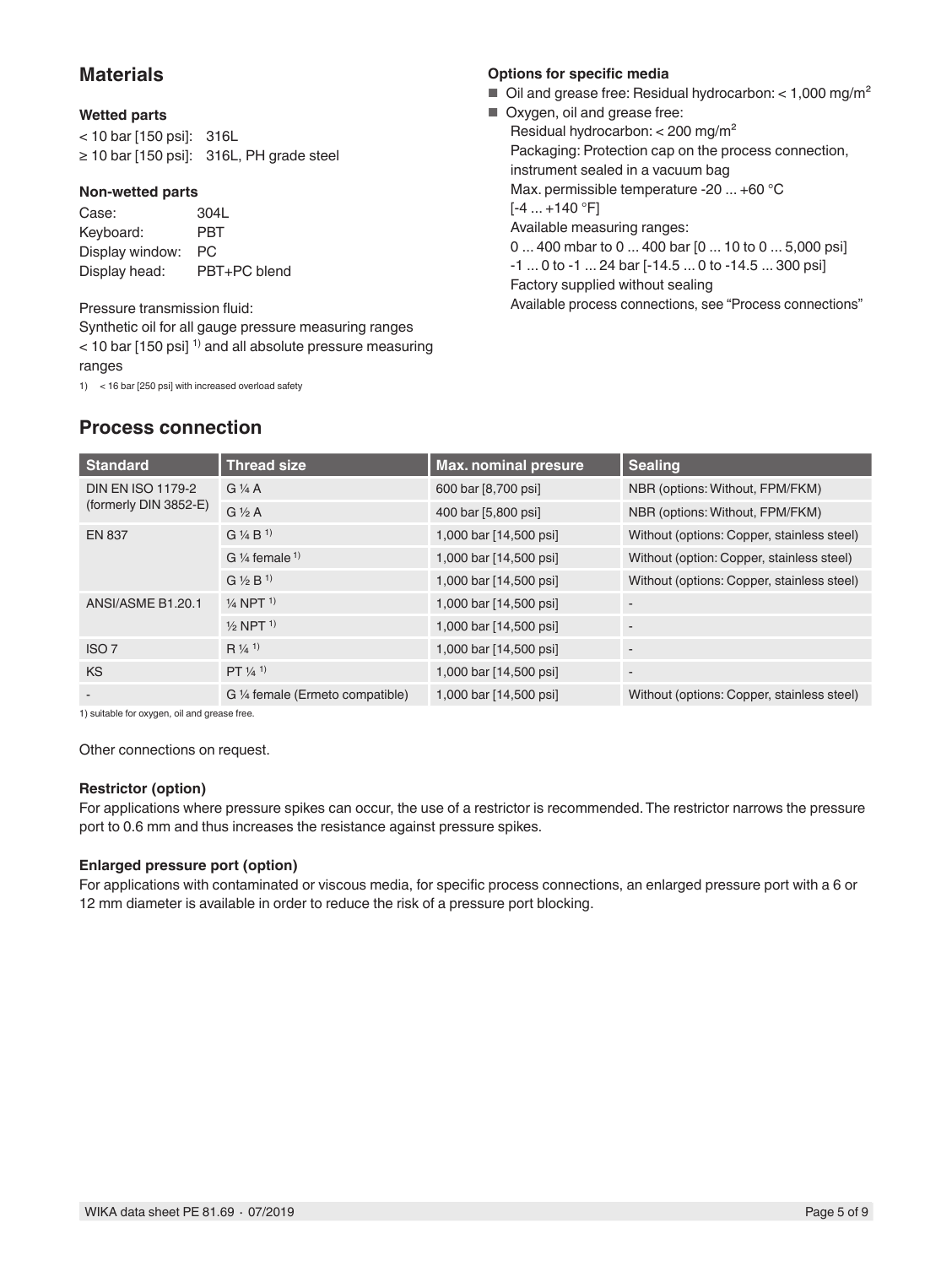## Materials

### Wetted parts

< 10 bar [150 psi]: 316L
≥ 10 bar [150 psi]: 316L, PH grade steel

### Non-wetted parts

Case: 304L
Keyboard: PBT
Display window: PC
Display head: PBT+PC blend

Pressure transmission fluid:
Synthetic oil for all gauge pressure measuring ranges < 10 bar [150 psi] [1] and all absolute pressure measuring ranges

1) < 16 bar [250 psi] with increased overload safety

### Options for specific media

- Oil and grease free: Residual hydrocarbon: < 1,000 mg/m²
- Oxygen, oil and grease free:
  Residual hydrocarbon: < 200 mg/m²
  Packaging: Protection cap on the process connection, instrument sealed in a vacuum bag
  Max. permissible temperature -20 ... +60 °C [-4 ... +140 °F]
  Available measuring ranges:
  0 ... 400 mbar to 0 ... 400 bar [0 ... 10 to 0 ... 5,000 psi]
  -1 ... 0 to -1 ... 24 bar [-14.5 ... 0 to -14.5 ... 300 psi]
  Factory supplied without sealing
  Available process connections, see "Process connections"

## Process connection

| Standard | Thread size | Max. nominal presure | Sealing |
|---|---|---|---|
| DIN EN ISO 1179-2 (formerly DIN 3852-E) | G ¼ A | 600 bar [8,700 psi] | NBR (options: Without, FPM/FKM) |
| | G ½ A | 400 bar [5,800 psi] | NBR (options: Without, FPM/FKM) |
| EN 837 | G ¼ B [1] | 1,000 bar [14,500 psi] | Without (options: Copper, stainless steel) |
| | G ¼ female [1] | 1,000 bar [14,500 psi] | Without (option: Copper, stainless steel) |
| | G ½ B [1] | 1,000 bar [14,500 psi] | Without (options: Copper, stainless steel) |
| ANSI/ASME B1.20.1 | ¼ NPT [1] | 1,000 bar [14,500 psi] | - |
| | ½ NPT [1] | 1,000 bar [14,500 psi] | - |
| ISO 7 | R ¼ [1] | 1,000 bar [14,500 psi] | - |
| KS | PT ¼ [1] | 1,000 bar [14,500 psi] | - |
| - | G ¼ female (Ermeto compatible) | 1,000 bar [14,500 psi] | Without (options: Copper, stainless steel) |

1) suitable for oxygen, oil and grease free.

Other connections on request.

### Restrictor (option)

For applications where pressure spikes can occur, the use of a restrictor is recommended. The restrictor narrows the pressure port to 0.6 mm and thus increases the resistance against pressure spikes.

### Enlarged pressure port (option)

For applications with contaminated or viscous media, for specific process connections, an enlarged pressure port with a 6 or 12 mm diameter is available in order to reduce the risk of a pressure port blocking.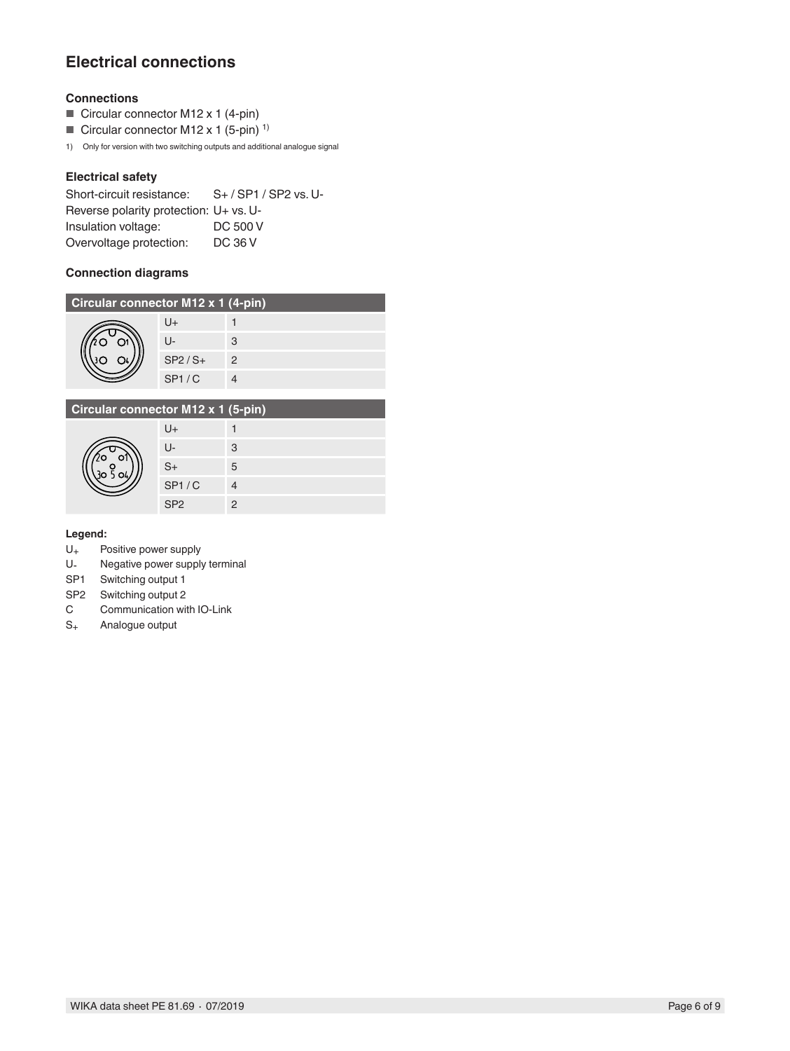## Electrical connections

### Connections

- Circular connector M12 x 1 (4-pin)
- Circular connector M12 x 1 (5-pin) [1)]

1) Only for version with two switching outputs and additional analogue signal

### Electrical safety

| | |
|---|---|
| Short-circuit resistance: | S+ / SP1 / SP2 vs. U- |
| Reverse polarity protection: | U+ vs. U- |
| Insulation voltage: | DC 500 V |
| Overvoltage protection: | DC 36 V |

### Connection diagrams

| Circular connector M12 x 1 (4-pin) | | |
|---|---|---|
| | U+ | 1 |
| | U- | 3 |
| | SP2 / S+ | 2 |
| | SP1 / C | 4 |

| Circular connector M12 x 1 (5-pin) | | |
|---|---|---|
| | U+ | 1 |
| | U- | 3 |
| | S+ | 5 |
| | SP1 / C | 4 |
| | SP2 | 2 |

**Legend:**

| | |
|---|---|
| $U_+$ | Positive power supply |
| $U_-$ | Negative power supply terminal |
| SP1 | Switching output 1 |
| SP2 | Switching output 2 |
| C | Communication with IO-Link |
| $S_+$ | Analogue output |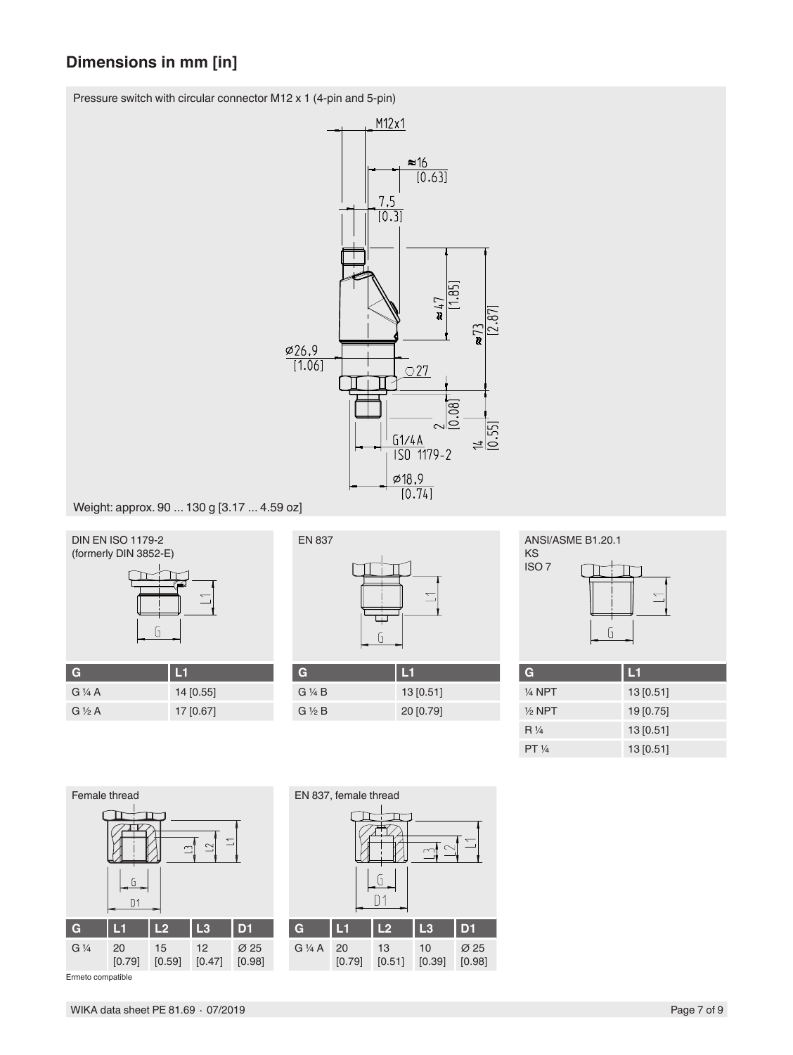## Dimensions in mm [in]

Pressure switch with circular connector M12 x 1 (4-pin and 5-pin)

Weight: approx. 90 ... 130 g [3.17 ... 4.59 oz]

DIN EN ISO 1179-2
(formerly DIN 3852-E)

| G | L1 |
|---|---|
| G ¼ A | 14 [0.55] |
| G ½ A | 17 [0.67] |

EN 837

| G | L1 |
|---|---|
| G ¼ B | 13 [0.51] |
| G ½ B | 20 [0.79] |

ANSI/ASME B1.20.1
KS
ISO 7

| G | L1 |
|---|---|
| ¼ NPT | 13 [0.51] |
| ½ NPT | 19 [0.75] |
| R ¼ | 13 [0.51] |
| PT ¼ | 13 [0.51] |

Female thread

| G | L1 | L2 | L3 | D1 |
|---|---|---|---|---|
| G ¼ | 20 [0.79] | 15 [0.59] | 12 [0.47] | Ø 25 [0.98] |

Ermeto compatible

EN 837, female thread

| G | L1 | L2 | L3 | D1 |
|---|---|---|---|---|
| G ¼ A | 20 [0.79] | 13 [0.51] | 10 [0.39] | Ø 25 [0.98] |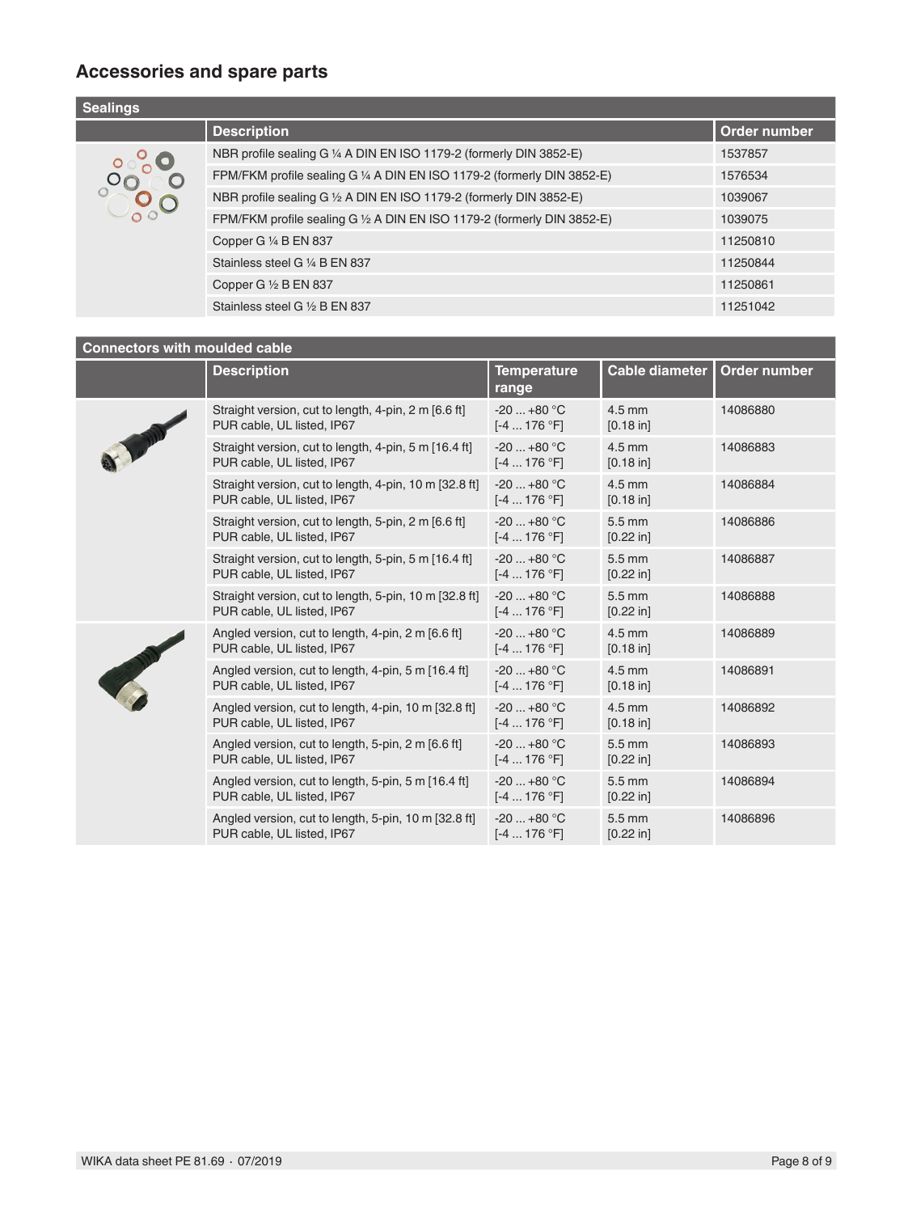## Accessories and spare parts

| Sealings | | |
|---|---|---|
| | **Description** | **Order number** |
| | NBR profile sealing G ¼ A DIN EN ISO 1179-2 (formerly DIN 3852-E) | 1537857 |
| | FPM/FKM profile sealing G ¼ A DIN EN ISO 1179-2 (formerly DIN 3852-E) | 1576534 |
| | NBR profile sealing G ½ A DIN EN ISO 1179-2 (formerly DIN 3852-E) | 1039067 |
| | FPM/FKM profile sealing G ½ A DIN EN ISO 1179-2 (formerly DIN 3852-E) | 1039075 |
| | Copper G ¼ B EN 837 | 11250810 |
| | Stainless steel G ¼ B EN 837 | 11250844 |
| | Copper G ½ B EN 837 | 11250861 |
| | Stainless steel G ½ B EN 837 | 11251042 |

| Connectors with moulded cable | | | | |
|---|---|---|---|---|
| | **Description** | **Temperature range** | **Cable diameter** | **Order number** |
| | Straight version, cut to length, 4-pin, 2 m [6.6 ft] PUR cable, UL listed, IP67 | -20 ... +80 °C [-4 ... 176 °F] | 4.5 mm [0.18 in] | 14086880 |
| | Straight version, cut to length, 4-pin, 5 m [16.4 ft] PUR cable, UL listed, IP67 | -20 ... +80 °C [-4 ... 176 °F] | 4.5 mm [0.18 in] | 14086883 |
| | Straight version, cut to length, 4-pin, 10 m [32.8 ft] PUR cable, UL listed, IP67 | -20 ... +80 °C [-4 ... 176 °F] | 4.5 mm [0.18 in] | 14086884 |
| | Straight version, cut to length, 5-pin, 2 m [6.6 ft] PUR cable, UL listed, IP67 | -20 ... +80 °C [-4 ... 176 °F] | 5.5 mm [0.22 in] | 14086886 |
| | Straight version, cut to length, 5-pin, 5 m [16.4 ft] PUR cable, UL listed, IP67 | -20 ... +80 °C [-4 ... 176 °F] | 5.5 mm [0.22 in] | 14086887 |
| | Straight version, cut to length, 5-pin, 10 m [32.8 ft] PUR cable, UL listed, IP67 | -20 ... +80 °C [-4 ... 176 °F] | 5.5 mm [0.22 in] | 14086888 |
| | Angled version, cut to length, 4-pin, 2 m [6.6 ft] PUR cable, UL listed, IP67 | -20 ... +80 °C [-4 ... 176 °F] | 4.5 mm [0.18 in] | 14086889 |
| | Angled version, cut to length, 4-pin, 5 m [16.4 ft] PUR cable, UL listed, IP67 | -20 ... +80 °C [-4 ... 176 °F] | 4.5 mm [0.18 in] | 14086891 |
| | Angled version, cut to length, 4-pin, 10 m [32.8 ft] PUR cable, UL listed, IP67 | -20 ... +80 °C [-4 ... 176 °F] | 4.5 mm [0.18 in] | 14086892 |
| | Angled version, cut to length, 5-pin, 2 m [6.6 ft] PUR cable, UL listed, IP67 | -20 ... +80 °C [-4 ... 176 °F] | 5.5 mm [0.22 in] | 14086893 |
| | Angled version, cut to length, 5-pin, 5 m [16.4 ft] PUR cable, UL listed, IP67 | -20 ... +80 °C [-4 ... 176 °F] | 5.5 mm [0.22 in] | 14086894 |
| | Angled version, cut to length, 5-pin, 10 m [32.8 ft] PUR cable, UL listed, IP67 | -20 ... +80 °C [-4 ... 176 °F] | 5.5 mm [0.22 in] | 14086896 |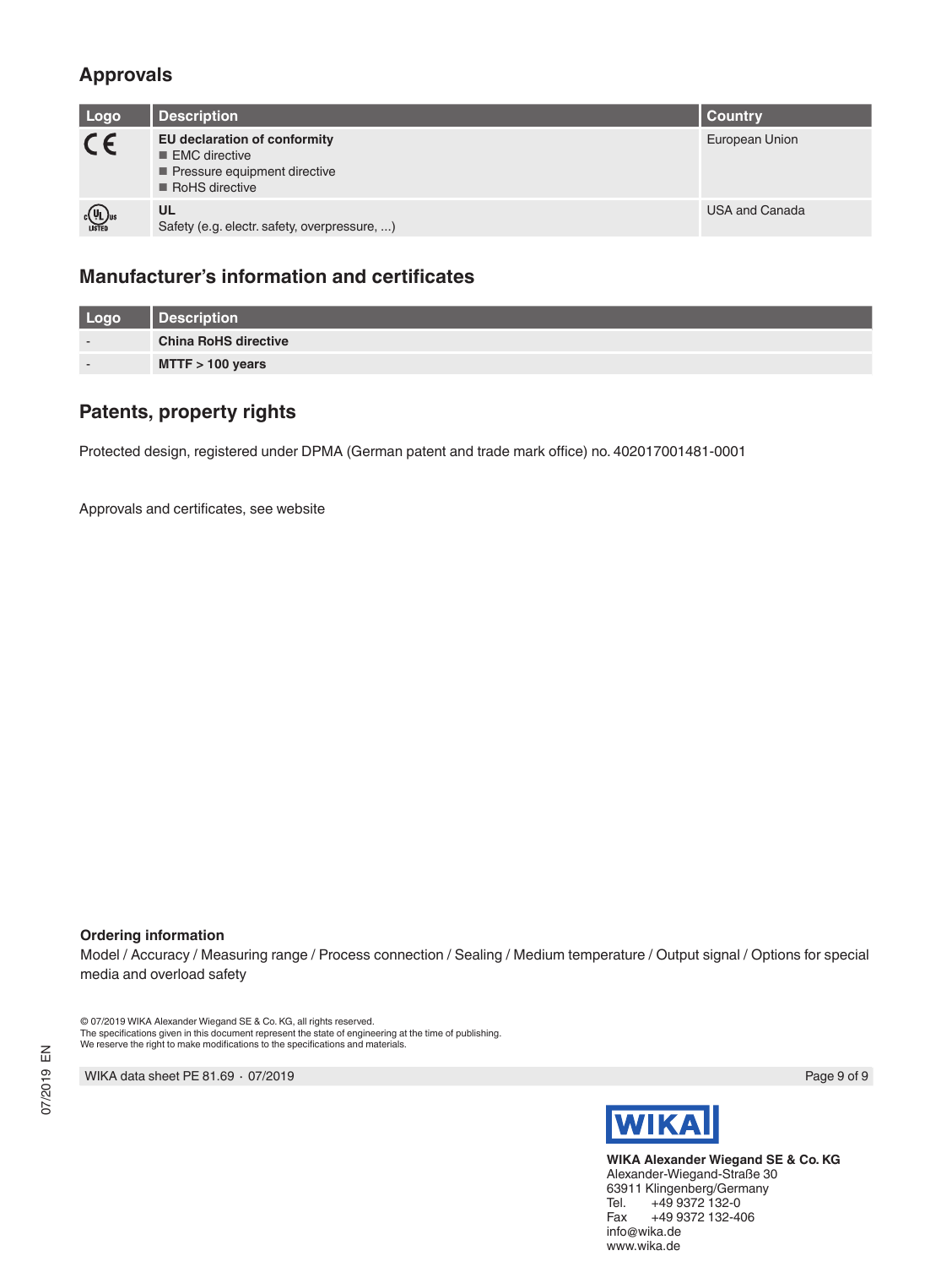## Approvals

| Logo | Description | Country |
| --- | --- | --- |
| CE | **EU declaration of conformity**<br>■ EMC directive<br>■ Pressure equipment directive<br>■ RoHS directive | European Union |
| c UL us LISTED | **UL**<br>Safety (e.g. electr. safety, overpressure, ...) | USA and Canada |

## Manufacturer's information and certificates

| Logo | Description |
| --- | --- |
| - | **China RoHS directive** |
| - | **MTTF > 100 years** |

## Patents, property rights

Protected design, registered under DPMA (German patent and trade mark office) no. 402017001481-0001

Approvals and certificates, see website

**Ordering information**

Model / Accuracy / Measuring range / Process connection / Sealing / Medium temperature / Output signal / Options for special media and overload safety

© 07/2019 WIKA Alexander Wiegand SE & Co. KG, all rights reserved.
The specifications given in this document represent the state of engineering at the time of publishing.
We reserve the right to make modifications to the specifications and materials.

WIKA

**WIKA Alexander Wiegand SE & Co. KG**
Alexander-Wiegand-Straße 30
63911 Klingenberg/Germany
Tel. +49 9372 132-0
Fax +49 9372 132-406
info@wika.de
www.wika.de